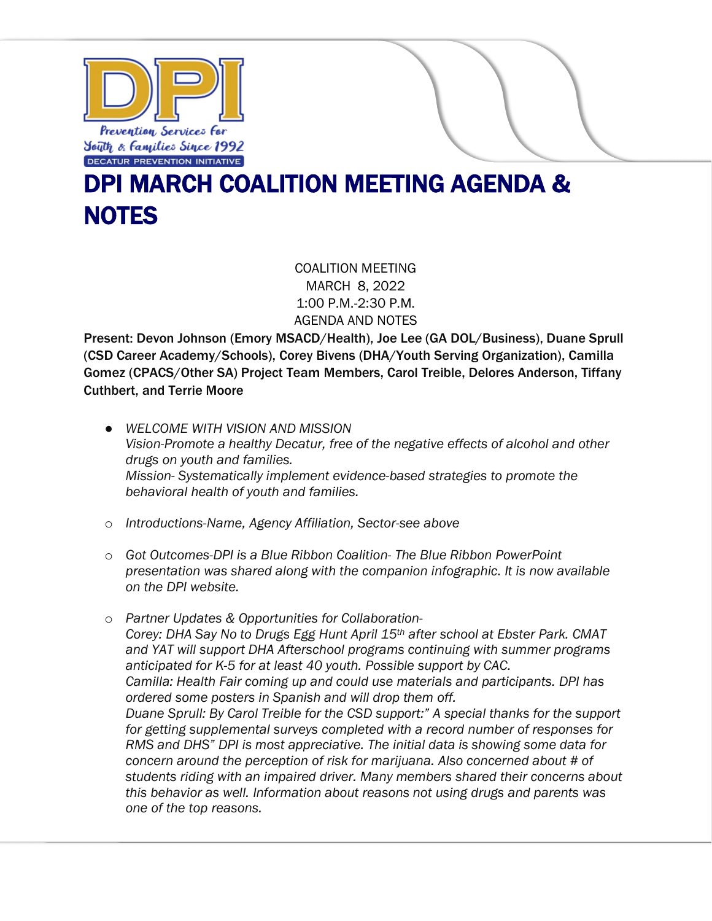DPI

Prevention Services for Youth & Families Since 1992

DECATUR PREVENTION INITIATIVE

# DPI MARCH COALITION MEETING AGENDA & NOTES

COALITION MEETING
MARCH 8, 2022
1:00 P.M.-2:30 P.M.
AGENDA AND NOTES

**Present: Devon Johnson (Emory MSACD/Health), Joe Lee (GA DOL/Business), Duane Sprull (CSD Career Academy/Schools), Corey Bivens (DHA/Youth Serving Organization), Camilla Gomez (CPACS/Other SA) Project Team Members, Carol Treible, Delores Anderson, Tiffany Cuthbert, and Terrie Moore**

- *WELCOME WITH VISION AND MISSION*
  *Vision-Promote a healthy Decatur, free of the negative effects of alcohol and other drugs on youth and families.*
  *Mission- Systematically implement evidence-based strategies to promote the behavioral health of youth and families.*

- *Introductions-Name, Agency Affiliation, Sector-see above*

- *Got Outcomes-DPI is a Blue Ribbon Coalition- The Blue Ribbon PowerPoint presentation was shared along with the companion infographic. It is now available on the DPI website.*

- *Partner Updates & Opportunities for Collaboration-*
  *Corey: DHA Say No to Drugs Egg Hunt April 15th after school at Ebster Park. CMAT and YAT will support DHA Afterschool programs continuing with summer programs anticipated for K-5 for at least 40 youth. Possible support by CAC.*
  *Camilla: Health Fair coming up and could use materials and participants. DPI has ordered some posters in Spanish and will drop them off.*
  *Duane Sprull: By Carol Treible for the CSD support:" A special thanks for the support for getting supplemental surveys completed with a record number of responses for RMS and DHS" DPI is most appreciative. The initial data is showing some data for concern around the perception of risk for marijuana. Also concerned about # of students riding with an impaired driver. Many members shared their concerns about this behavior as well. Information about reasons not using drugs and parents was one of the top reasons.*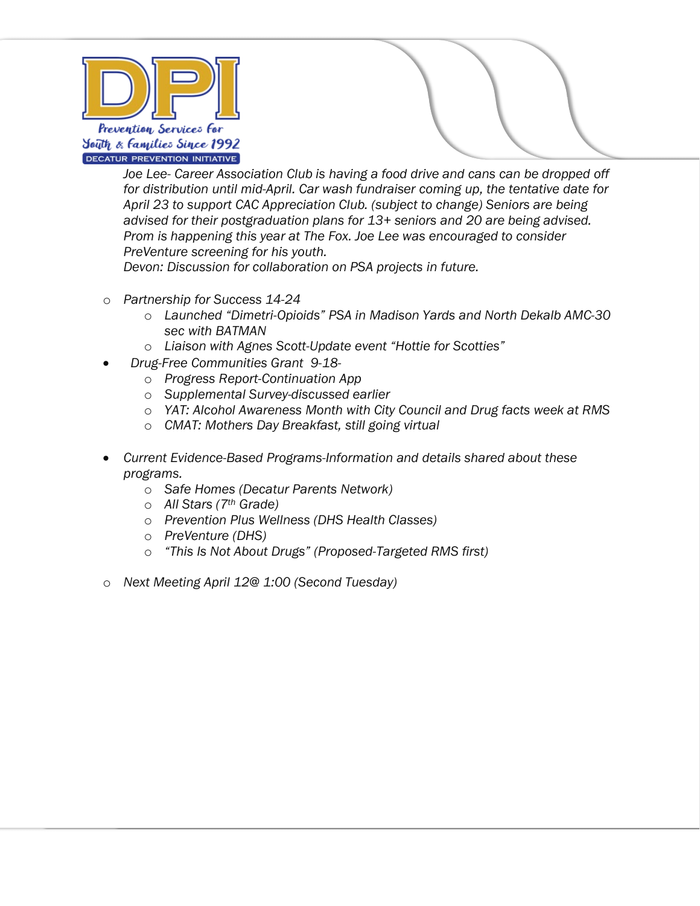*Joe Lee- Career Association Club is having a food drive and cans can be dropped off for distribution until mid-April. Car wash fundraiser coming up, the tentative date for April 23 to support CAC Appreciation Club. (subject to change) Seniors are being advised for their postgraduation plans for 13+ seniors and 20 are being advised. Prom is happening this year at The Fox. Joe Lee was encouraged to consider PreVenture screening for his youth.*
*Devon: Discussion for collaboration on PSA projects in future.*

- *Partnership for Success 14-24*
  - *Launched "Dimetri-Opioids" PSA in Madison Yards and North Dekalb AMC-30 sec with BATMAN*
  - *Liaison with Agnes Scott-Update event "Hottie for Scotties"*
- *Drug-Free Communities Grant 9-18-*
  - *Progress Report-Continuation App*
  - *Supplemental Survey-discussed earlier*
  - *YAT: Alcohol Awareness Month with City Council and Drug facts week at RMS*
  - *CMAT: Mothers Day Breakfast, still going virtual*

- *Current Evidence-Based Programs-Information and details shared about these programs.*
  - *Safe Homes (Decatur Parents Network)*
  - *All Stars (7th Grade)*
  - *Prevention Plus Wellness (DHS Health Classes)*
  - *PreVenture (DHS)*
  - *"This Is Not About Drugs" (Proposed-Targeted RMS first)*

- *Next Meeting April 12@ 1:00 (Second Tuesday)*